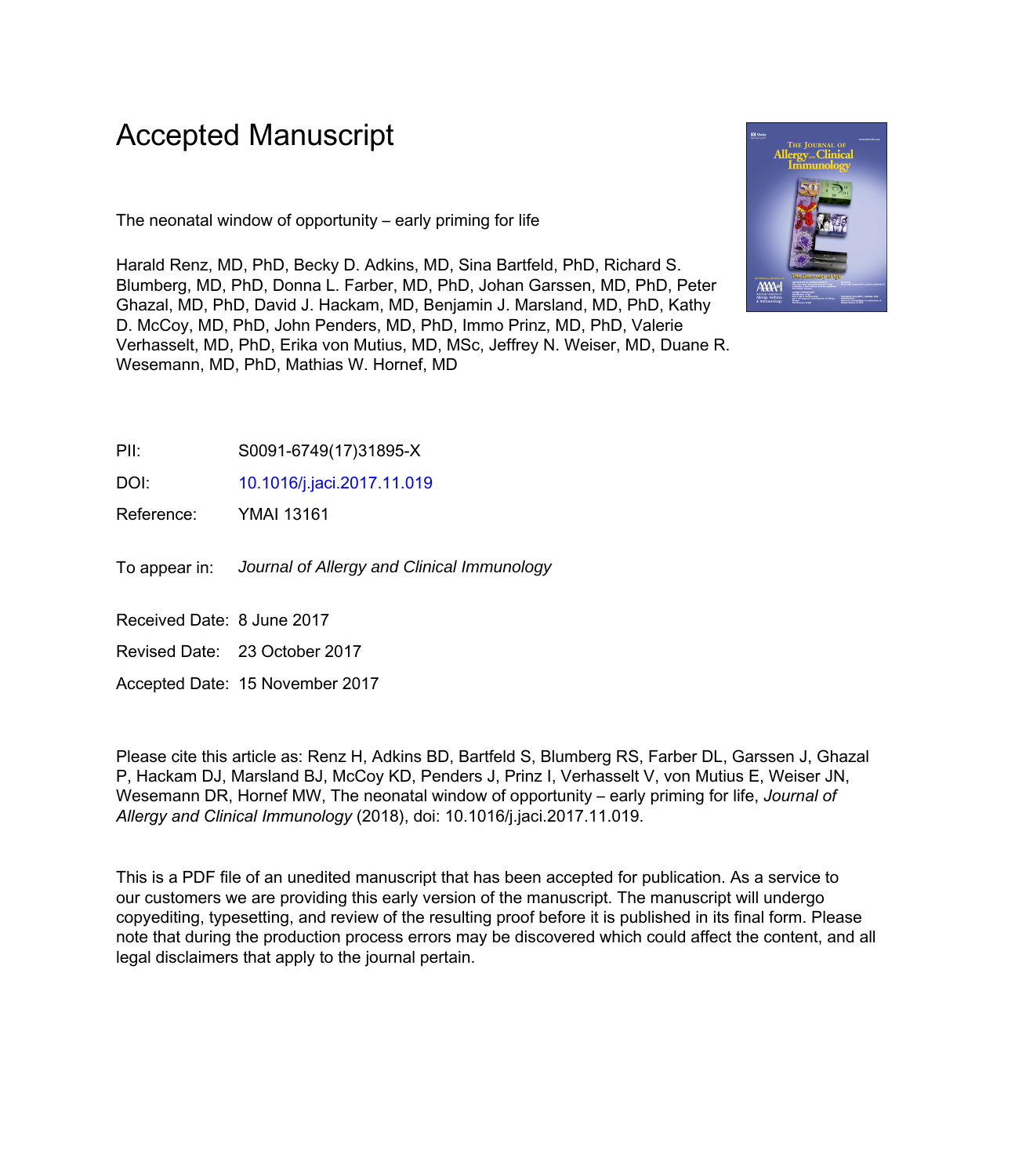# Accepted Manuscript

The neonatal window of opportunity – early priming for life

Harald Renz, MD, PhD, Becky D. Adkins, MD, Sina Bartfeld, PhD, Richard S. Blumberg, MD, PhD, Donna L. Farber, MD, PhD, Johan Garssen, MD, PhD, Peter Ghazal, MD, PhD, David J. Hackam, MD, Benjamin J. Marsland, MD, PhD, Kathy D. McCoy, MD, PhD, John Penders, MD, PhD, Immo Prinz, MD, PhD, Valerie Verhasselt, MD, PhD, Erika von Mutius, MD, MSc, Jeffrey N. Weiser, MD, Duane R. Wesemann, MD, PhD, Mathias W. Hornef, MD

PII: S0091-6749(17)31895-X

DOI: 10.1016/j.jaci.2017.11.019

Reference: YMAI 13161

To appear in: *Journal of Allergy and Clinical Immunology*

Received Date: 8 June 2017

Revised Date: 23 October 2017

Accepted Date: 15 November 2017

Please cite this article as: Renz H, Adkins BD, Bartfeld S, Blumberg RS, Farber DL, Garssen J, Ghazal P, Hackam DJ, Marsland BJ, McCoy KD, Penders J, Prinz I, Verhasselt V, von Mutius E, Weiser JN, Wesemann DR, Hornef MW, The neonatal window of opportunity – early priming for life, *Journal of Allergy and Clinical Immunology* (2018), doi: 10.1016/j.jaci.2017.11.019.

This is a PDF file of an unedited manuscript that has been accepted for publication. As a service to our customers we are providing this early version of the manuscript. The manuscript will undergo copyediting, typesetting, and review of the resulting proof before it is published in its final form. Please note that during the production process errors may be discovered which could affect the content, and all legal disclaimers that apply to the journal pertain.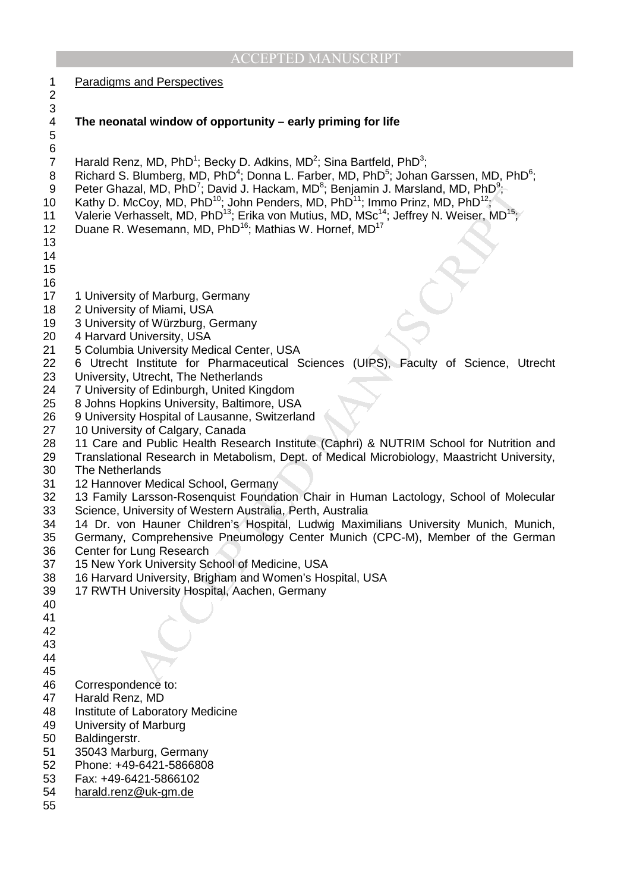Paradigms and Perspectives

# The neonatal window of opportunity – early priming for life

Harald Renz, MD, PhD[1]; Becky D. Adkins, MD[2]; Sina Bartfeld, PhD[3]; Richard S. Blumberg, MD, PhD[4]; Donna L. Farber, MD, PhD[5]; Johan Garssen, MD, PhD[6]; Peter Ghazal, MD, PhD[7]; David J. Hackam, MD[8]; Benjamin J. Marsland, MD, PhD[9]; Kathy D. McCoy, MD, PhD[10]; John Penders, MD, PhD[11]; Immo Prinz, MD, PhD[12]; Valerie Verhasselt, MD, PhD[13]; Erika von Mutius, MD, MSc[14]; Jeffrey N. Weiser, MD[15]; Duane R. Wesemann, MD, PhD[16]; Mathias W. Hornef, MD[17]

1 University of Marburg, Germany
2 University of Miami, USA
3 University of Würzburg, Germany
4 Harvard University, USA
5 Columbia University Medical Center, USA
6 Utrecht Institute for Pharmaceutical Sciences (UIPS), Faculty of Science, Utrecht University, Utrecht, The Netherlands
7 University of Edinburgh, United Kingdom
8 Johns Hopkins University, Baltimore, USA
9 University Hospital of Lausanne, Switzerland
10 University of Calgary, Canada
11 Care and Public Health Research Institute (Caphri) & NUTRIM School for Nutrition and Translational Research in Metabolism, Dept. of Medical Microbiology, Maastricht University, The Netherlands
12 Hannover Medical School, Germany
13 Family Larsson-Rosenquist Foundation Chair in Human Lactology, School of Molecular Science, University of Western Australia, Perth, Australia
14 Dr. von Hauner Children's Hospital, Ludwig Maximilians University Munich, Munich, Germany, Comprehensive Pneumology Center Munich (CPC-M), Member of the German Center for Lung Research
15 New York University School of Medicine, USA
16 Harvard University, Brigham and Women's Hospital, USA
17 RWTH University Hospital, Aachen, Germany

Correspondence to:
Harald Renz, MD
Institute of Laboratory Medicine
University of Marburg
Baldingerstr.
35043 Marburg, Germany
Phone: +49-6421-5866808
Fax: +49-6421-5866102
harald.renz@uk-gm.de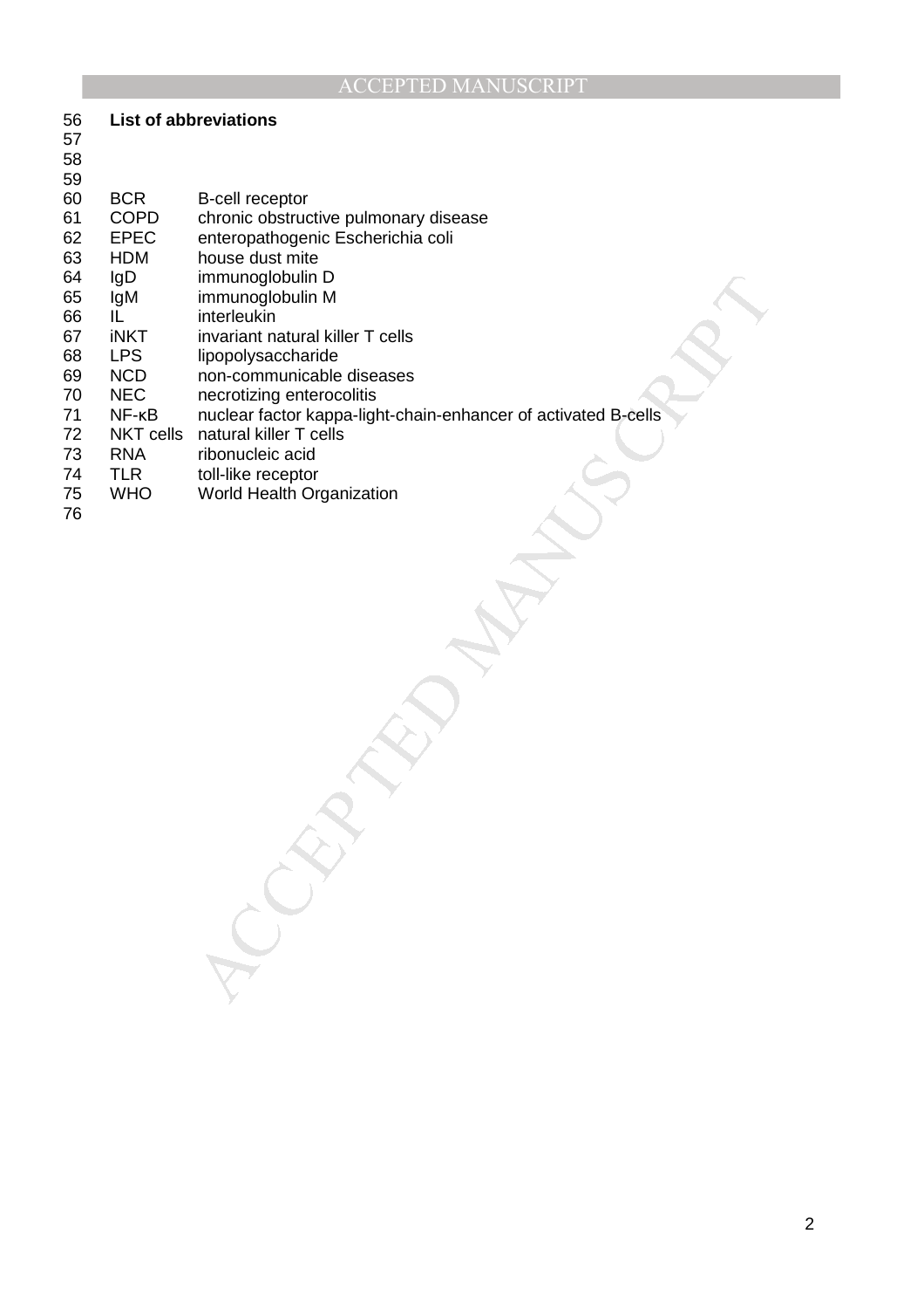## List of abbreviations

| | |
|---|---|
| BCR | B-cell receptor |
| COPD | chronic obstructive pulmonary disease |
| EPEC | enteropathogenic Escherichia coli |
| HDM | house dust mite |
| IgD | immunoglobulin D |
| IgM | immunoglobulin M |
| IL | interleukin |
| iNKT | invariant natural killer T cells |
| LPS | lipopolysaccharide |
| NCD | non-communicable diseases |
| NEC | necrotizing enterocolitis |
| NF-κB | nuclear factor kappa-light-chain-enhancer of activated B-cells |
| NKT cells | natural killer T cells |
| RNA | ribonucleic acid |
| TLR | toll-like receptor |
| WHO | World Health Organization |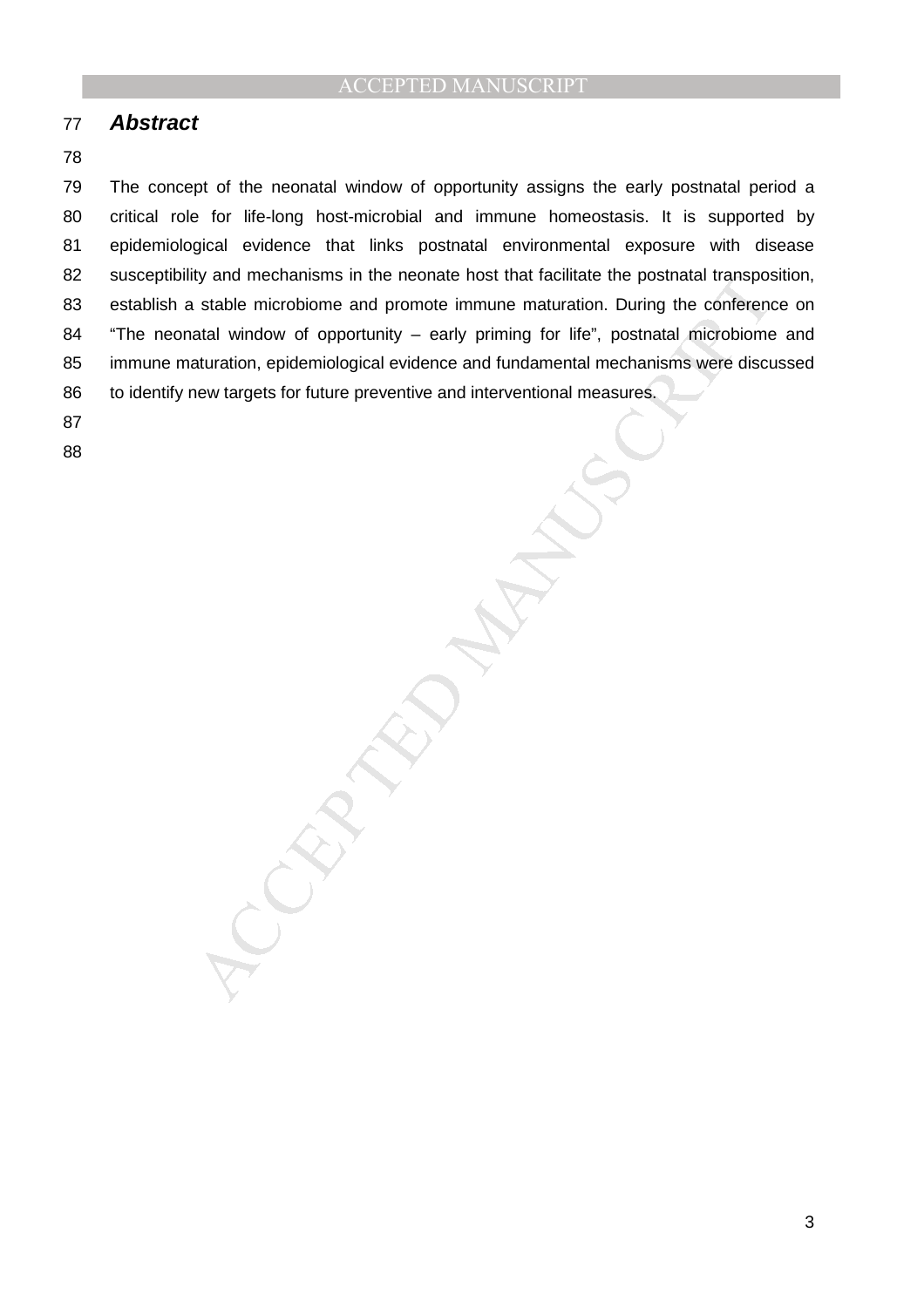## ***Abstract***

The concept of the neonatal window of opportunity assigns the early postnatal period a critical role for life-long host-microbial and immune homeostasis. It is supported by epidemiological evidence that links postnatal environmental exposure with disease susceptibility and mechanisms in the neonate host that facilitate the postnatal transposition, establish a stable microbiome and promote immune maturation. During the conference on "The neonatal window of opportunity – early priming for life", postnatal microbiome and immune maturation, epidemiological evidence and fundamental mechanisms were discussed to identify new targets for future preventive and interventional measures.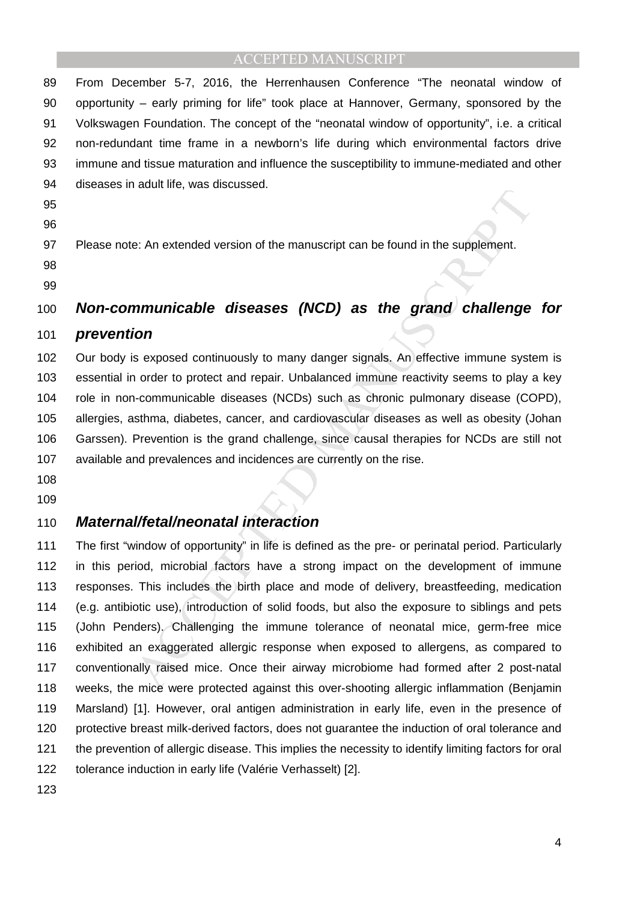From December 5-7, 2016, the Herrenhausen Conference "The neonatal window of opportunity – early priming for life" took place at Hannover, Germany, sponsored by the Volkswagen Foundation. The concept of the "neonatal window of opportunity", i.e. a critical non-redundant time frame in a newborn's life during which environmental factors drive immune and tissue maturation and influence the susceptibility to immune-mediated and other diseases in adult life, was discussed.

Please note: An extended version of the manuscript can be found in the supplement.

## *Non-communicable diseases (NCD) as the grand challenge for prevention*

Our body is exposed continuously to many danger signals. An effective immune system is essential in order to protect and repair. Unbalanced immune reactivity seems to play a key role in non-communicable diseases (NCDs) such as chronic pulmonary disease (COPD), allergies, asthma, diabetes, cancer, and cardiovascular diseases as well as obesity (Johan Garssen). Prevention is the grand challenge, since causal therapies for NCDs are still not available and prevalences and incidences are currently on the rise.

## *Maternal/fetal/neonatal interaction*

The first "window of opportunity" in life is defined as the pre- or perinatal period. Particularly in this period, microbial factors have a strong impact on the development of immune responses. This includes the birth place and mode of delivery, breastfeeding, medication (e.g. antibiotic use), introduction of solid foods, but also the exposure to siblings and pets (John Penders). Challenging the immune tolerance of neonatal mice, germ-free mice exhibited an exaggerated allergic response when exposed to allergens, as compared to conventionally raised mice. Once their airway microbiome had formed after 2 post-natal weeks, the mice were protected against this over-shooting allergic inflammation (Benjamin Marsland) [1]. However, oral antigen administration in early life, even in the presence of protective breast milk-derived factors, does not guarantee the induction of oral tolerance and the prevention of allergic disease. This implies the necessity to identify limiting factors for oral tolerance induction in early life (Valérie Verhasselt) [2].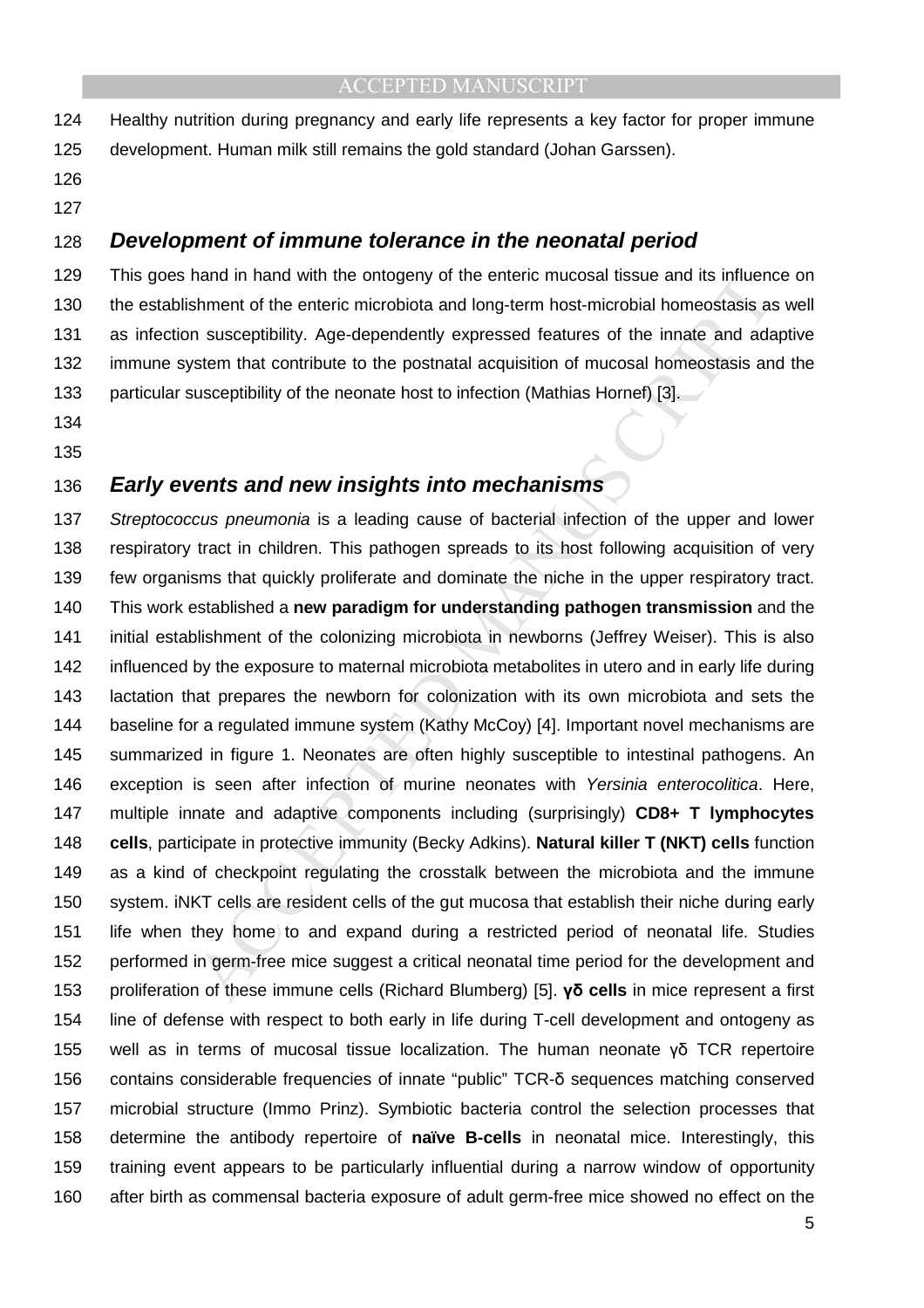Healthy nutrition during pregnancy and early life represents a key factor for proper immune development. Human milk still remains the gold standard (Johan Garssen).

## *Development of immune tolerance in the neonatal period*

This goes hand in hand with the ontogeny of the enteric mucosal tissue and its influence on the establishment of the enteric microbiota and long-term host-microbial homeostasis as well as infection susceptibility. Age-dependently expressed features of the innate and adaptive immune system that contribute to the postnatal acquisition of mucosal homeostasis and the particular susceptibility of the neonate host to infection (Mathias Hornef) [3].

## *Early events and new insights into mechanisms*

*Streptococcus pneumonia* is a leading cause of bacterial infection of the upper and lower respiratory tract in children. This pathogen spreads to its host following acquisition of very few organisms that quickly proliferate and dominate the niche in the upper respiratory tract. This work established a **new paradigm for understanding pathogen transmission** and the initial establishment of the colonizing microbiota in newborns (Jeffrey Weiser). This is also influenced by the exposure to maternal microbiota metabolites in utero and in early life during lactation that prepares the newborn for colonization with its own microbiota and sets the baseline for a regulated immune system (Kathy McCoy) [4]. Important novel mechanisms are summarized in figure 1. Neonates are often highly susceptible to intestinal pathogens. An exception is seen after infection of murine neonates with *Yersinia enterocolitica*. Here, multiple innate and adaptive components including (surprisingly) **CD8+ T lymphocytes cells**, participate in protective immunity (Becky Adkins). **Natural killer T (NKT) cells** function as a kind of checkpoint regulating the crosstalk between the microbiota and the immune system. iNKT cells are resident cells of the gut mucosa that establish their niche during early life when they home to and expand during a restricted period of neonatal life. Studies performed in germ-free mice suggest a critical neonatal time period for the development and proliferation of these immune cells (Richard Blumberg) [5]. **γδ cells** in mice represent a first line of defense with respect to both early in life during T-cell development and ontogeny as well as in terms of mucosal tissue localization. The human neonate γδ TCR repertoire contains considerable frequencies of innate "public" TCR-δ sequences matching conserved microbial structure (Immo Prinz). Symbiotic bacteria control the selection processes that determine the antibody repertoire of **naïve B-cells** in neonatal mice. Interestingly, this training event appears to be particularly influential during a narrow window of opportunity after birth as commensal bacteria exposure of adult germ-free mice showed no effect on the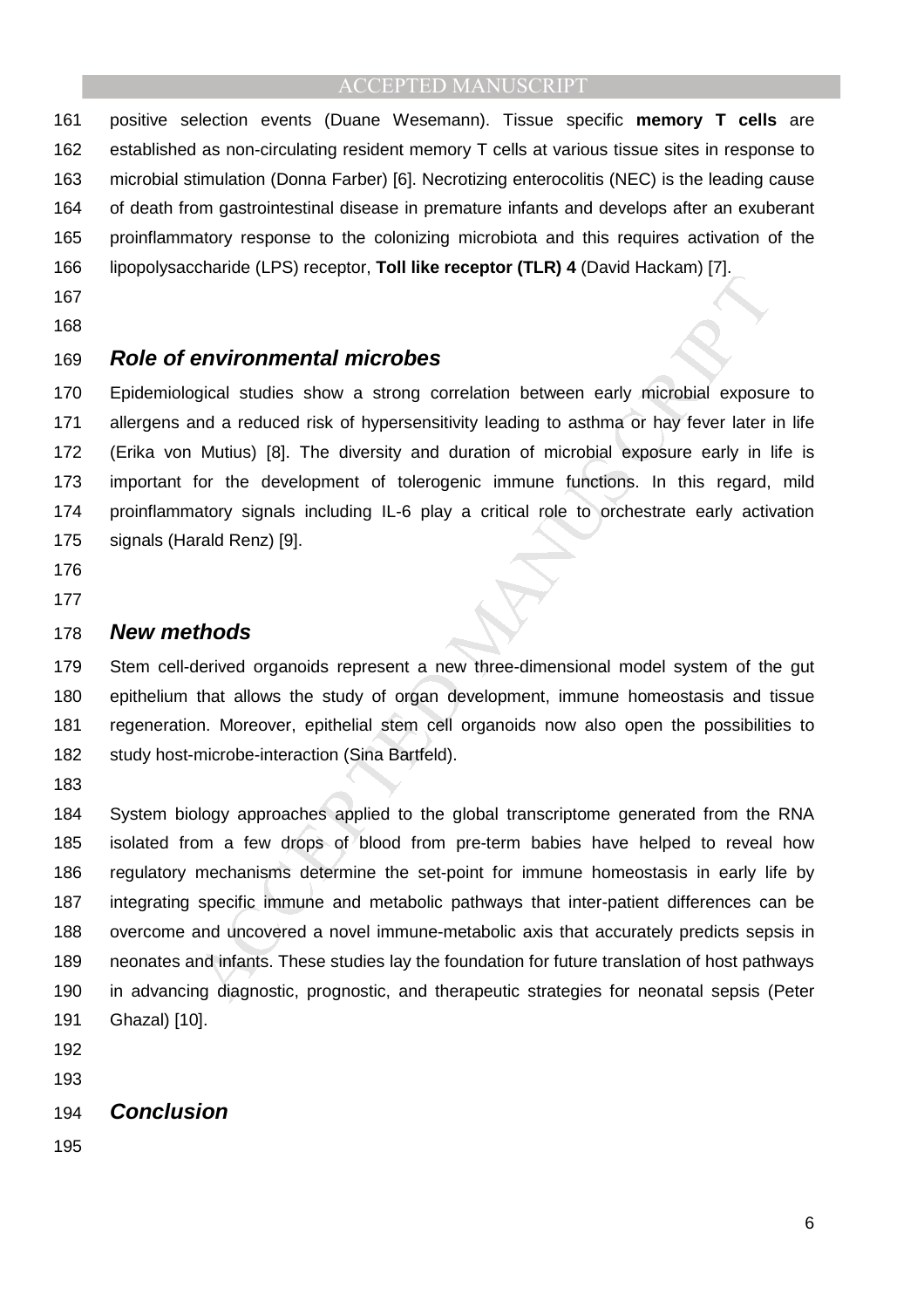positive selection events (Duane Wesemann). Tissue specific **memory T cells** are established as non-circulating resident memory T cells at various tissue sites in response to microbial stimulation (Donna Farber) [6]. Necrotizing enterocolitis (NEC) is the leading cause of death from gastrointestinal disease in premature infants and develops after an exuberant proinflammatory response to the colonizing microbiota and this requires activation of the lipopolysaccharide (LPS) receptor, **Toll like receptor (TLR) 4** (David Hackam) [7].

## *Role of environmental microbes*

Epidemiological studies show a strong correlation between early microbial exposure to allergens and a reduced risk of hypersensitivity leading to asthma or hay fever later in life (Erika von Mutius) [8]. The diversity and duration of microbial exposure early in life is important for the development of tolerogenic immune functions. In this regard, mild proinflammatory signals including IL-6 play a critical role to orchestrate early activation signals (Harald Renz) [9].

## *New methods*

Stem cell-derived organoids represent a new three-dimensional model system of the gut epithelium that allows the study of organ development, immune homeostasis and tissue regeneration. Moreover, epithelial stem cell organoids now also open the possibilities to study host-microbe-interaction (Sina Bartfeld).

System biology approaches applied to the global transcriptome generated from the RNA isolated from a few drops of blood from pre-term babies have helped to reveal how regulatory mechanisms determine the set-point for immune homeostasis in early life by integrating specific immune and metabolic pathways that inter-patient differences can be overcome and uncovered a novel immune-metabolic axis that accurately predicts sepsis in neonates and infants. These studies lay the foundation for future translation of host pathways in advancing diagnostic, prognostic, and therapeutic strategies for neonatal sepsis (Peter Ghazal) [10].

## *Conclusion*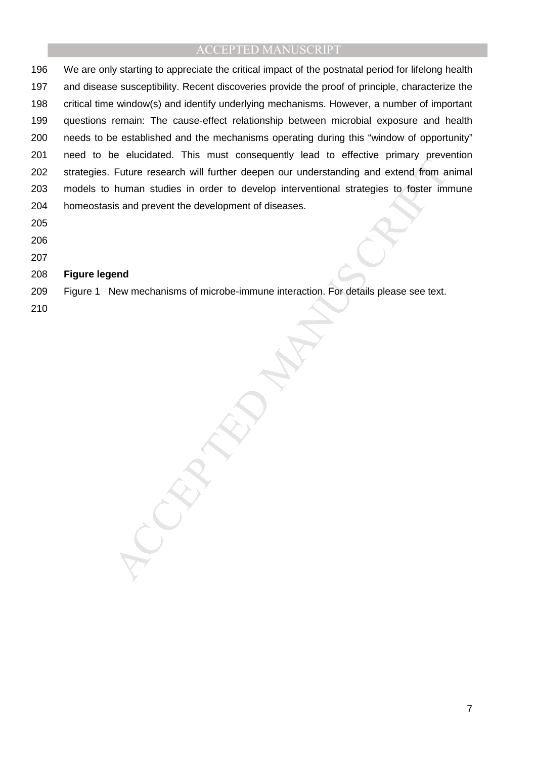We are only starting to appreciate the critical impact of the postnatal period for lifelong health and disease susceptibility. Recent discoveries provide the proof of principle, characterize the critical time window(s) and identify underlying mechanisms. However, a number of important questions remain: The cause-effect relationship between microbial exposure and health needs to be established and the mechanisms operating during this "window of opportunity" need to be elucidated. This must consequently lead to effective primary prevention strategies. Future research will further deepen our understanding and extend from animal models to human studies in order to develop interventional strategies to foster immune homeostasis and prevent the development of diseases.

**Figure legend**

Figure 1 New mechanisms of microbe-immune interaction. For details please see text.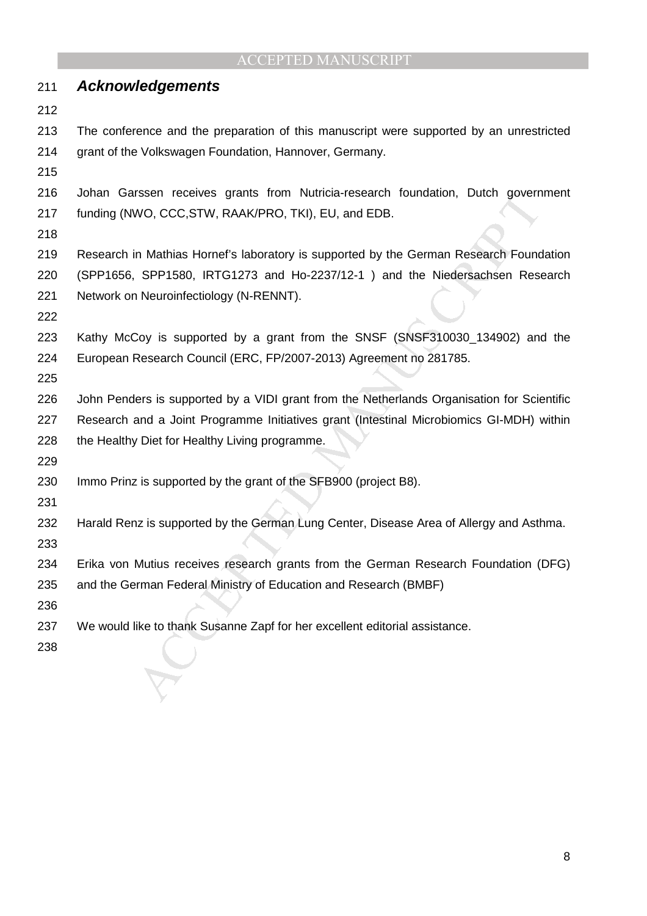## *Acknowledgements*

The conference and the preparation of this manuscript were supported by an unrestricted grant of the Volkswagen Foundation, Hannover, Germany.

Johan Garssen receives grants from Nutricia-research foundation, Dutch government funding (NWO, CCC,STW, RAAK/PRO, TKI), EU, and EDB.

Research in Mathias Hornef's laboratory is supported by the German Research Foundation (SPP1656, SPP1580, IRTG1273 and Ho-2237/12-1 ) and the Niedersachsen Research Network on Neuroinfectiology (N-RENNT).

Kathy McCoy is supported by a grant from the SNSF (SNSF310030_134902) and the European Research Council (ERC, FP/2007-2013) Agreement no 281785.

John Penders is supported by a VIDI grant from the Netherlands Organisation for Scientific Research and a Joint Programme Initiatives grant (Intestinal Microbiomics GI-MDH) within the Healthy Diet for Healthy Living programme.

Immo Prinz is supported by the grant of the SFB900 (project B8).

Harald Renz is supported by the German Lung Center, Disease Area of Allergy and Asthma.

Erika von Mutius receives research grants from the German Research Foundation (DFG) and the German Federal Ministry of Education and Research (BMBF)

We would like to thank Susanne Zapf for her excellent editorial assistance.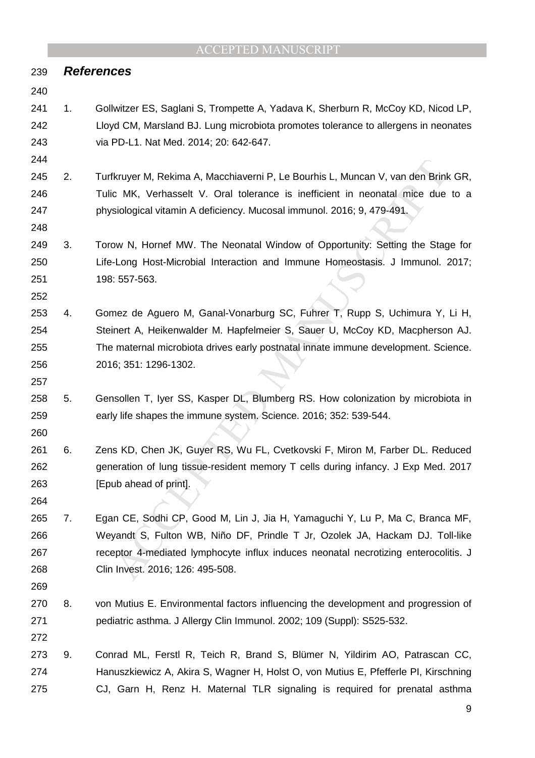## References

1. Gollwitzer ES, Saglani S, Trompette A, Yadava K, Sherburn R, McCoy KD, Nicod LP, Lloyd CM, Marsland BJ. Lung microbiota promotes tolerance to allergens in neonates via PD-L1. Nat Med. 2014; 20: 642-647.

2. Turfkruyer M, Rekima A, Macchiaverni P, Le Bourhis L, Muncan V, van den Brink GR, Tulic MK, Verhasselt V. Oral tolerance is inefficient in neonatal mice due to a physiological vitamin A deficiency. Mucosal immunol. 2016; 9, 479-491.

3. Torow N, Hornef MW. The Neonatal Window of Opportunity: Setting the Stage for Life-Long Host-Microbial Interaction and Immune Homeostasis. J Immunol. 2017; 198: 557-563.

4. Gomez de Aguero M, Ganal-Vonarburg SC, Fuhrer T, Rupp S, Uchimura Y, Li H, Steinert A, Heikenwalder M. Hapfelmeier S, Sauer U, McCoy KD, Macpherson AJ. The maternal microbiota drives early postnatal innate immune development. Science. 2016; 351: 1296-1302.

5. Gensollen T, Iyer SS, Kasper DL, Blumberg RS. How colonization by microbiota in early life shapes the immune system. Science. 2016; 352: 539-544.

6. Zens KD, Chen JK, Guyer RS, Wu FL, Cvetkovski F, Miron M, Farber DL. Reduced generation of lung tissue-resident memory T cells during infancy. J Exp Med. 2017 [Epub ahead of print].

7. Egan CE, Sodhi CP, Good M, Lin J, Jia H, Yamaguchi Y, Lu P, Ma C, Branca MF, Weyandt S, Fulton WB, Niño DF, Prindle T Jr, Ozolek JA, Hackam DJ. Toll-like receptor 4-mediated lymphocyte influx induces neonatal necrotizing enterocolitis. J Clin Invest. 2016; 126: 495-508.

8. von Mutius E. Environmental factors influencing the development and progression of pediatric asthma. J Allergy Clin Immunol. 2002; 109 (Suppl): S525-532.

9. Conrad ML, Ferstl R, Teich R, Brand S, Blümer N, Yildirim AO, Patrascan CC, Hanuszkiewicz A, Akira S, Wagner H, Holst O, von Mutius E, Pfefferle PI, Kirschning CJ, Garn H, Renz H. Maternal TLR signaling is required for prenatal asthma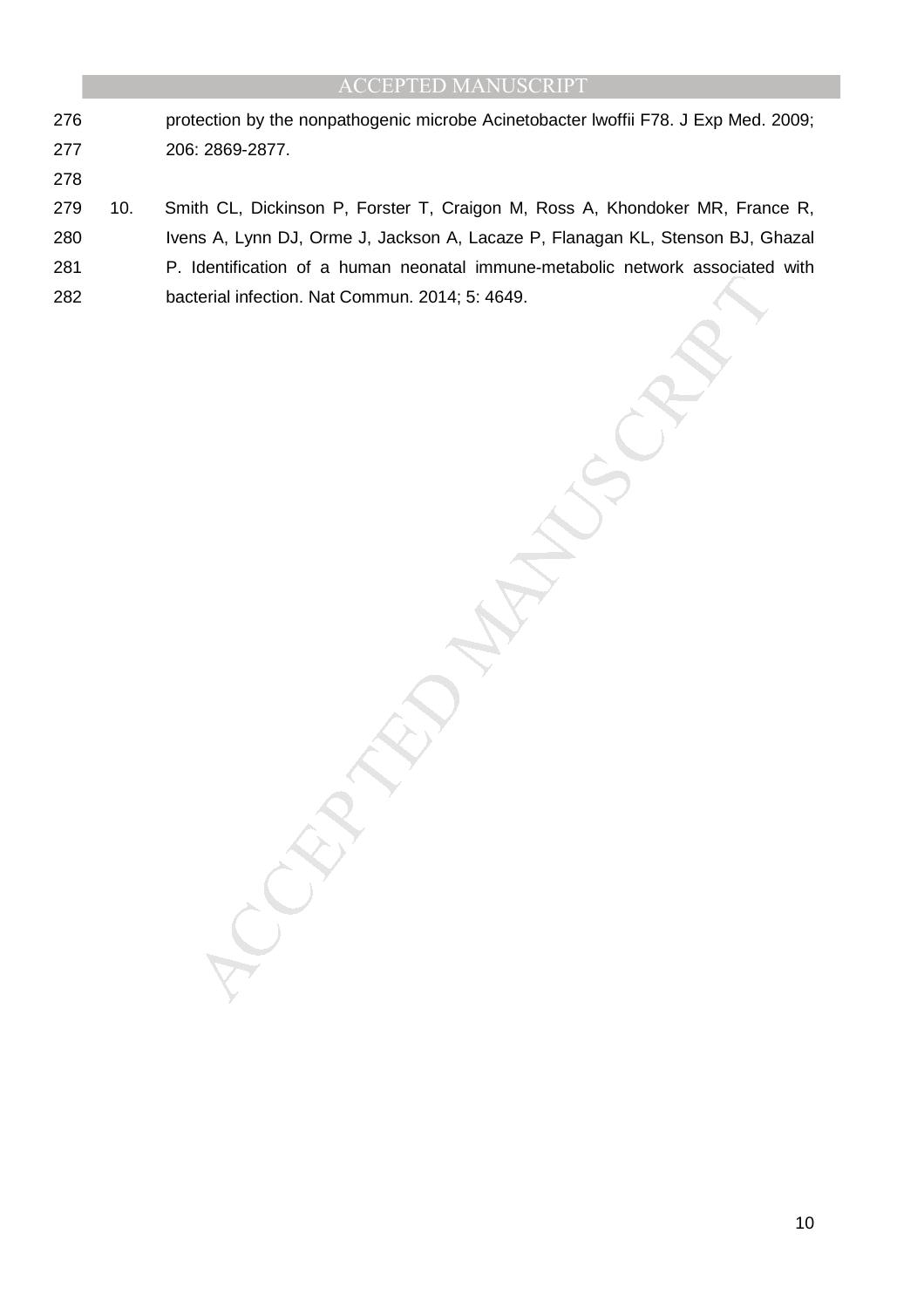protection by the nonpathogenic microbe Acinetobacter lwoffii F78. J Exp Med. 2009; 206: 2869-2877.

10. Smith CL, Dickinson P, Forster T, Craigon M, Ross A, Khondoker MR, France R, Ivens A, Lynn DJ, Orme J, Jackson A, Lacaze P, Flanagan KL, Stenson BJ, Ghazal P. Identification of a human neonatal immune-metabolic network associated with bacterial infection. Nat Commun. 2014; 5: 4649.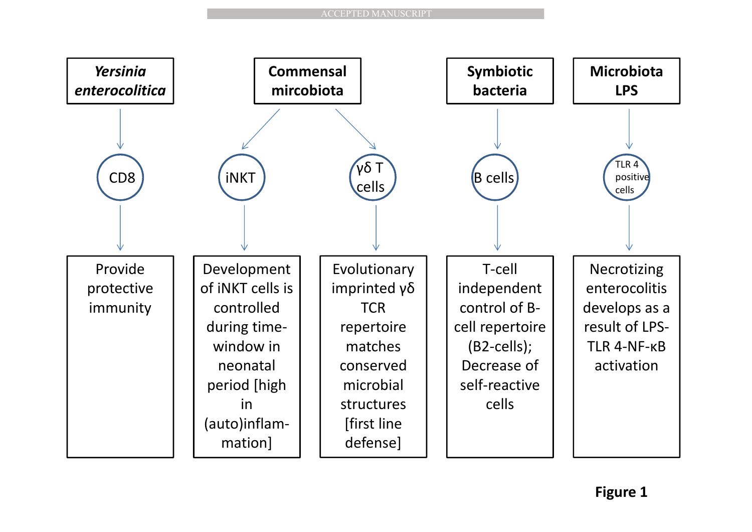*Yersinia enterocolitica*

Commensal mircobiota

Symbiotic bacteria

Microbiota LPS

CD8

iNKT

γδ T cells

B cells

TLR 4 positive cells

Provide protective immunity

Development of iNKT cells is controlled during time-window in neonatal period [high in (auto)inflam-mation]

Evolutionary imprinted γδ TCR repertoire matches conserved microbial structures [first line defense]

T-cell independent control of B-cell repertoire (B2-cells); Decrease of self-reactive cells

Necrotizing enterocolitis develops as a result of LPS-TLR 4-NF-κB activation

**Figure 1**